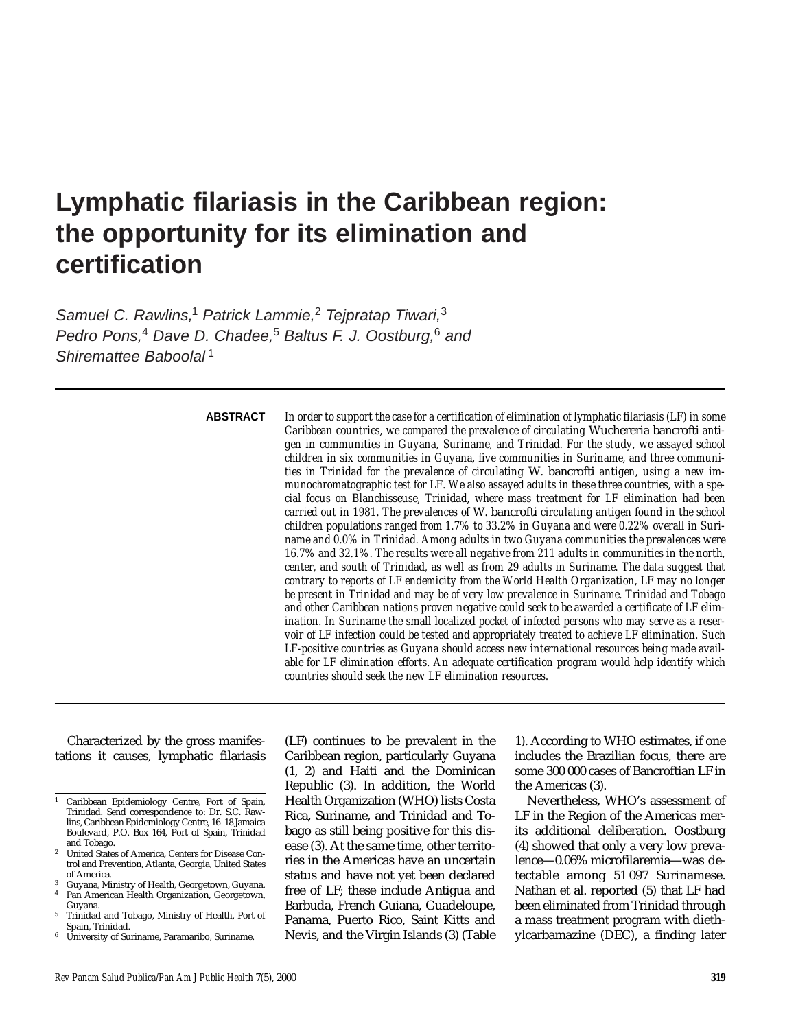# Lymphatic filariasis in the Caribbean region: the opportunity for its elimination and certification

*Samuel C. Rawlins,*[1] *Patrick Lammie,*[2] *Tejpratap Tiwari,*[3] *Pedro Pons,*[4] *Dave D. Chadee,*[5] *Baltus F. J. Oostburg,*[6] *and Shirematee Baboolal*[1]

**ABSTRACT**

*In order to support the case for a certification of elimination of lymphatic filariasis (LF) in some Caribbean countries, we compared the prevalence of circulating* Wuchereria bancrofti *antigen in communities in Guyana, Suriname, and Trinidad. For the study, we assayed school children in six communities in Guyana, five communities in Suriname, and three communities in Trinidad for the prevalence of circulating* W. bancrofti *antigen, using a new immunochromatographic test for LF. We also assayed adults in these three countries, with a special focus on Blanchisseuse, Trinidad, where mass treatment for LF elimination had been carried out in 1981. The prevalences of* W. bancrofti *circulating antigen found in the school children populations ranged from 1.7% to 33.2% in Guyana and were 0.22% overall in Suriname and 0.0% in Trinidad. Among adults in two Guyana communities the prevalences were 16.7% and 32.1%. The results were all negative from 211 adults in communities in the north, center, and south of Trinidad, as well as from 29 adults in Suriname. The data suggest that contrary to reports of LF endemicity from the World Health Organization, LF may no longer be present in Trinidad and may be of very low prevalence in Suriname. Trinidad and Tobago and other Caribbean nations proven negative could seek to be awarded a certificate of LF elimination. In Suriname the small localized pocket of infected persons who may serve as a reservoir of LF infection could be tested and appropriately treated to achieve LF elimination. Such LF-positive countries as Guyana should access new international resources being made available for LF elimination efforts. An adequate certification program would help identify which countries should seek the new LF elimination resources.*

---

Characterized by the gross manifestations it causes, lymphatic filariasis (LF) continues to be prevalent in the Caribbean region, particularly Guyana (1, 2) and Haiti and the Dominican Republic (3). In addition, the World Health Organization (WHO) lists Costa Rica, Suriname, and Trinidad and Tobago as still being positive for this disease (3). At the same time, other territories in the Americas have an uncertain status and have not yet been declared free of LF; these include Antigua and Barbuda, French Guiana, Guadeloupe, Panama, Puerto Rico, Saint Kitts and Nevis, and the Virgin Islands (3) (Table 1). According to WHO estimates, if one includes the Brazilian focus, there are some 300 000 cases of Bancroftian LF in the Americas (3).

Nevertheless, WHO's assessment of LF in the Region of the Americas merits additional deliberation. Oostburg (4) showed that only a very low prevalence—0.06% microfilaremia—was detectable among 51 097 Surinamese. Nathan et al. reported (5) that LF had been eliminated from Trinidad through a mass treatment program with diethylcarbamazine (DEC), a finding later

[1] Caribbean Epidemiology Centre, Port of Spain, Trinidad. Send correspondence to: Dr. S.C. Rawlins, Caribbean Epidemiology Centre, 16–18 Jamaica Boulevard, P.O. Box 164, Port of Spain, Trinidad and Tobago.

[2] United States of America, Centers for Disease Control and Prevention, Atlanta, Georgia, United States of America.

[3] Guyana, Ministry of Health, Georgetown, Guyana.

[4] Pan American Health Organization, Georgetown, Guyana.

[5] Trinidad and Tobago, Ministry of Health, Port of Spain, Trinidad.

[6] University of Suriname, Paramaribo, Suriname.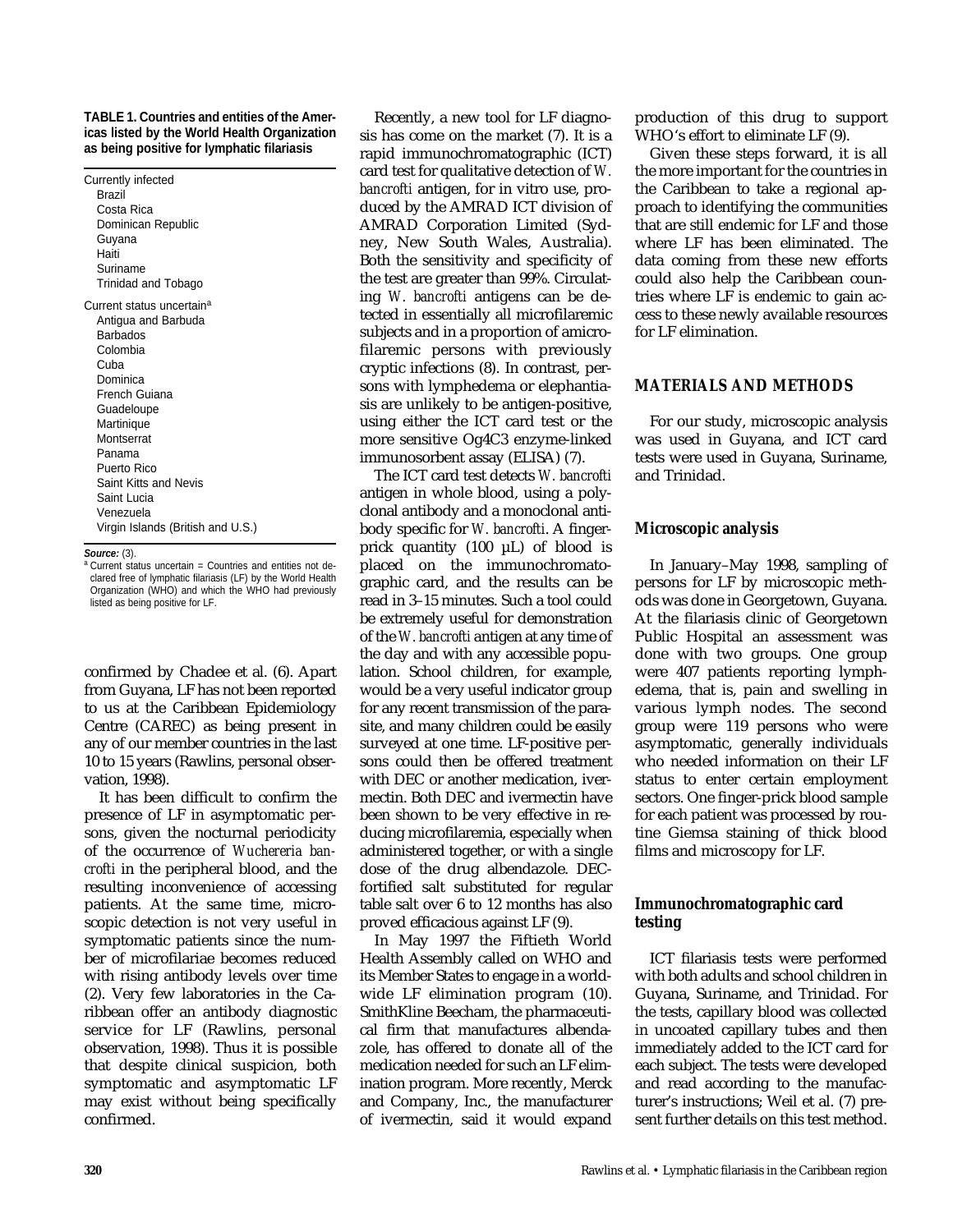**TABLE 1. Countries and entities of the Americas listed by the World Health Organization as being positive for lymphatic filariasis**

| |
|---|
| Currently infected |
| Brazil |
| Costa Rica |
| Dominican Republic |
| Guyana |
| Haiti |
| Suriname |
| Trinidad and Tobago |
| Current status uncertain[a] |
| Antigua and Barbuda |
| Barbados |
| Colombia |
| Cuba |
| Dominica |
| French Guiana |
| Guadeloupe |
| Martinique |
| Montserrat |
| Panama |
| Puerto Rico |
| Saint Kitts and Nevis |
| Saint Lucia |
| Venezuela |
| Virgin Islands (British and U.S.) |

***Source:*** (3).
[a] Current status uncertain = Countries and entities not declared free of lymphatic filariasis (LF) by the World Health Organization (WHO) and which the WHO had previously listed as being positive for LF.

confirmed by Chadee et al. (6). Apart from Guyana, LF has not been reported to us at the Caribbean Epidemiology Centre (CAREC) as being present in any of our member countries in the last 10 to 15 years (Rawlins, personal observation, 1998).

It has been difficult to confirm the presence of LF in asymptomatic persons, given the nocturnal periodicity of the occurrence of *Wuchereria bancrofti* in the peripheral blood, and the resulting inconvenience of accessing patients. At the same time, microscopic detection is not very useful in symptomatic patients since the number of microfilariae becomes reduced with rising antibody levels over time (2). Very few laboratories in the Caribbean offer an antibody diagnostic service for LF (Rawlins, personal observation, 1998). Thus it is possible that despite clinical suspicion, both symptomatic and asymptomatic LF may exist without being specifically confirmed.

Recently, a new tool for LF diagnosis has come on the market (7). It is a rapid immunochromatographic (ICT) card test for qualitative detection of *W. bancrofti* antigen, for in vitro use, produced by the AMRAD ICT division of AMRAD Corporation Limited (Sydney, New South Wales, Australia). Both the sensitivity and specificity of the test are greater than 99%. Circulating *W. bancrofti* antigens can be detected in essentially all microfilaremic subjects and in a proportion of amicrofilaremic persons with previously cryptic infections (8). In contrast, persons with lymphedema or elephantiasis are unlikely to be antigen-positive, using either the ICT card test or the more sensitive Og4C3 enzyme-linked immunosorbent assay (ELISA) (7).

The ICT card test detects *W. bancrofti* antigen in whole blood, using a polyclonal antibody and a monoclonal antibody specific for *W. bancrofti*. A finger-prick quantity (100 µL) of blood is placed on the immunochromatographic card, and the results can be read in 3–15 minutes. Such a tool could be extremely useful for demonstration of the *W. bancrofti* antigen at any time of the day and with any accessible population. School children, for example, would be a very useful indicator group for any recent transmission of the parasite, and many children could be easily surveyed at one time. LF-positive persons could then be offered treatment with DEC or another medication, ivermectin. Both DEC and ivermectin have been shown to be very effective in reducing microfilaremia, especially when administered together, or with a single dose of the drug albendazole. DEC-fortified salt substituted for regular table salt over 6 to 12 months has also proved efficacious against LF (9).

In May 1997 the Fiftieth World Health Assembly called on WHO and its Member States to engage in a worldwide LF elimination program (10). SmithKline Beecham, the pharmaceutical firm that manufactures albendazole, has offered to donate all of the medication needed for such an LF elimination program. More recently, Merck and Company, Inc., the manufacturer of ivermectin, said it would expand production of this drug to support WHO's effort to eliminate LF (9).

Given these steps forward, it is all the more important for the countries in the Caribbean to take a regional approach to identifying the communities that are still endemic for LF and those where LF has been eliminated. The data coming from these new efforts could also help the Caribbean countries where LF is endemic to gain access to these newly available resources for LF elimination.

## MATERIALS AND METHODS

For our study, microscopic analysis was used in Guyana, and ICT card tests were used in Guyana, Suriname, and Trinidad.

### Microscopic analysis

In January–May 1998, sampling of persons for LF by microscopic methods was done in Georgetown, Guyana. At the filariasis clinic of Georgetown Public Hospital an assessment was done with two groups. One group were 407 patients reporting lymphedema, that is, pain and swelling in various lymph nodes. The second group were 119 persons who were asymptomatic, generally individuals who needed information on their LF status to enter certain employment sectors. One finger-prick blood sample for each patient was processed by routine Giemsa staining of thick blood films and microscopy for LF.

### Immunochromatographic card testing

ICT filariasis tests were performed with both adults and school children in Guyana, Suriname, and Trinidad. For the tests, capillary blood was collected in uncoated capillary tubes and then immediately added to the ICT card for each subject. The tests were developed and read according to the manufacturer's instructions; Weil et al. (7) present further details on this test method.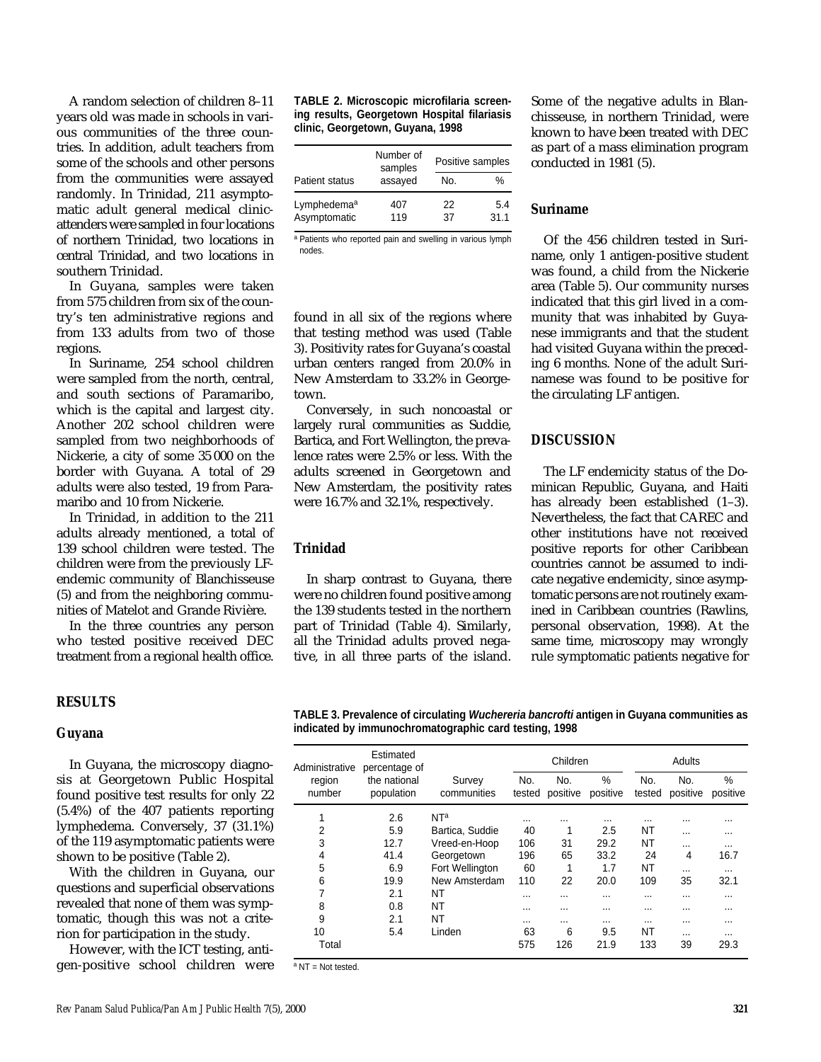A random selection of children 8–11 years old was made in schools in various communities of the three countries. In addition, adult teachers from some of the schools and other persons from the communities were assayed randomly. In Trinidad, 211 asymptomatic adult general medical clinic-attenders were sampled in four locations of northern Trinidad, two locations in central Trinidad, and two locations in southern Trinidad.

In Guyana, samples were taken from 575 children from six of the country's ten administrative regions and from 133 adults from two of those regions.

In Suriname, 254 school children were sampled from the north, central, and south sections of Paramaribo, which is the capital and largest city. Another 202 school children were sampled from two neighborhoods of Nickerie, a city of some 35 000 on the border with Guyana. A total of 29 adults were also tested, 19 from Paramaribo and 10 from Nickerie.

In Trinidad, in addition to the 211 adults already mentioned, a total of 139 school children were tested. The children were from the previously LF-endemic community of Blanchisseuse (5) and from the neighboring communities of Matelot and Grande Rivière.

In the three countries any person who tested positive received DEC treatment from a regional health office.

**TABLE 2. Microscopic microfilaria screening results, Georgetown Hospital filariasis clinic, Georgetown, Guyana, 1998**

| Patient status | Number of samples assayed | Positive samples | |
|---|---|---|---|
| | | No. | % |
| Lymphedema[a] | 407 | 22 | 5.4 |
| Asymptomatic | 119 | 37 | 31.1 |

[a] Patients who reported pain and swelling in various lymph nodes.

## RESULTS

### Guyana

In Guyana, the microscopy diagnosis at Georgetown Public Hospital found positive test results for only 22 (5.4%) of the 407 patients reporting lymphedema. Conversely, 37 (31.1%) of the 119 asymptomatic patients were shown to be positive (Table 2).

With the children in Guyana, our questions and superficial observations revealed that none of them was symptomatic, though this was not a criterion for participation in the study.

However, with the ICT testing, antigen-positive school children were found in all six of the regions where that testing method was used (Table 3). Positivity rates for Guyana's coastal urban centers ranged from 20.0% in New Amsterdam to 33.2% in Georgetown.

Conversely, in such noncoastal or largely rural communities as Suddie, Bartica, and Fort Wellington, the prevalence rates were 2.5% or less. With the adults screened in Georgetown and New Amsterdam, the positivity rates were 16.7% and 32.1%, respectively.

### Trinidad

In sharp contrast to Guyana, there were no children found positive among the 139 students tested in the northern part of Trinidad (Table 4). Similarly, all the Trinidad adults proved negative, in all three parts of the island. Some of the negative adults in Blanchisseuse, in northern Trinidad, were known to have been treated with DEC as part of a mass elimination program conducted in 1981 (5).

### Suriname

Of the 456 children tested in Suriname, only 1 antigen-positive student was found, a child from the Nickerie area (Table 5). Our community nurses indicated that this girl lived in a community that was inhabited by Guyanese immigrants and that the student had visited Guyana within the preceding 6 months. None of the adult Surinamese was found to be positive for the circulating LF antigen.

## DISCUSSION

The LF endemicity status of the Dominican Republic, Guyana, and Haiti has already been established (1–3). Nevertheless, the fact that CAREC and other institutions have not received positive reports for other Caribbean countries cannot be assumed to indicate negative endemicity, since asymptomatic persons are not routinely examined in Caribbean countries (Rawlins, personal observation, 1998). At the same time, microscopy may wrongly rule symptomatic patients negative for

**TABLE 3. Prevalence of circulating *Wuchereria bancrofti* antigen in Guyana communities as indicated by immunochromatographic card testing, 1998**

| Administrative region number | Estimated percentage of the national population | Survey communities | Children | | | Adults | | |
|---|---|---|---|---|---|---|---|---|
| | | | No. tested | No. positive | % positive | No. tested | No. positive | % positive |
| 1 | 2.6 | NT[a] | ... | ... | ... | ... | ... | ... |
| 2 | 5.9 | Bartica, Suddie | 40 | 1 | 2.5 | NT | ... | ... |
| 3 | 12.7 | Vreed-en-Hoop | 106 | 31 | 29.2 | NT | ... | ... |
| 4 | 41.4 | Georgetown | 196 | 65 | 33.2 | 24 | 4 | 16.7 |
| 5 | 6.9 | Fort Wellington | 60 | 1 | 1.7 | NT | ... | ... |
| 6 | 19.9 | New Amsterdam | 110 | 22 | 20.0 | 109 | 35 | 32.1 |
| 7 | 2.1 | NT | ... | ... | ... | ... | ... | ... |
| 8 | 0.8 | NT | ... | ... | ... | ... | ... | ... |
| 9 | 2.1 | NT | ... | ... | ... | ... | ... | ... |
| 10 | 5.4 | Linden | 63 | 6 | 9.5 | NT | ... | ... |
| Total | | | 575 | 126 | 21.9 | 133 | 39 | 29.3 |

[a] NT = Not tested.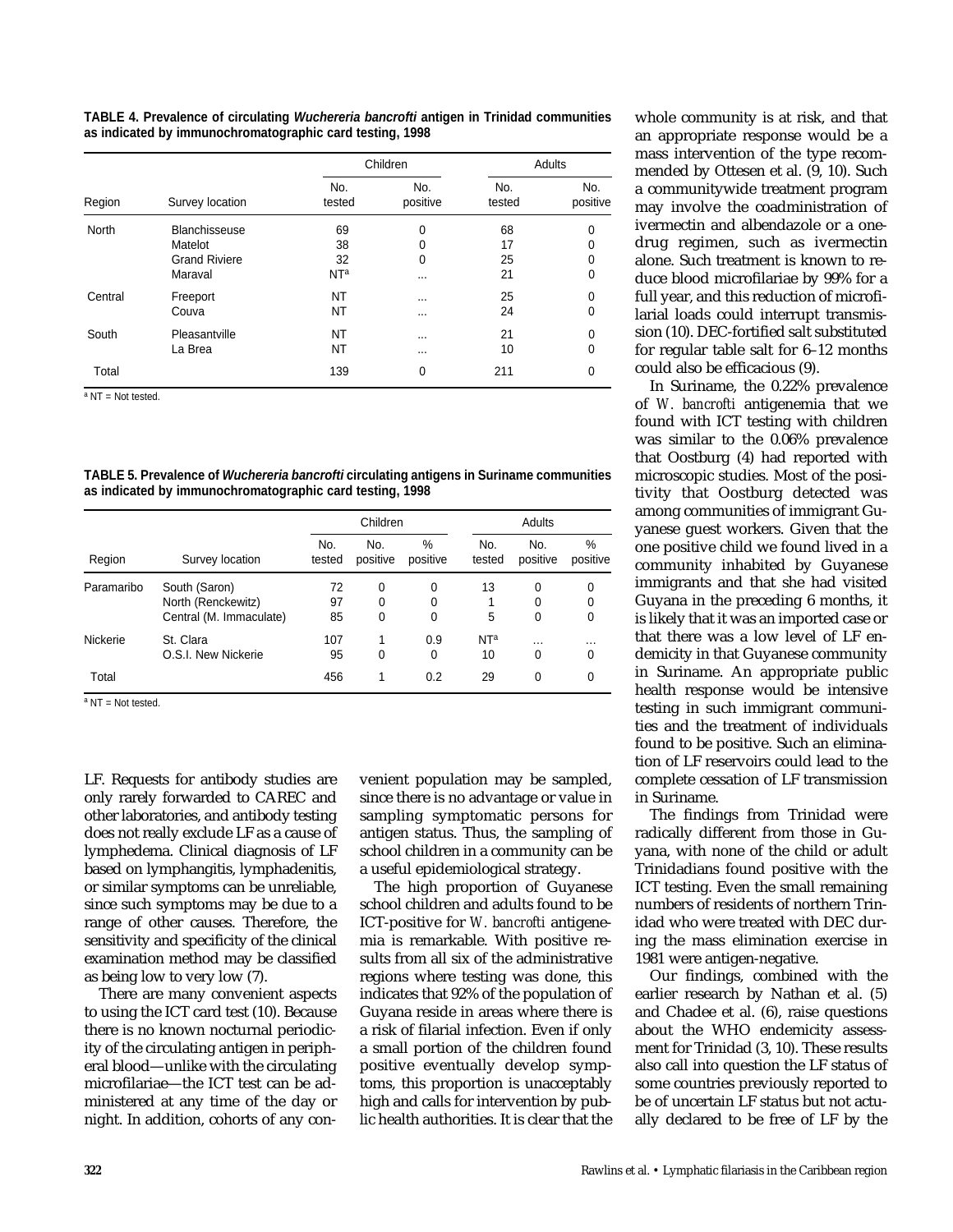**TABLE 4. Prevalence of circulating *Wuchereria bancrofti* antigen in Trinidad communities as indicated by immunochromatographic card testing, 1998**

| Region | Survey location | Children | | Adults | |
|---|---|---|---|---|---|
| | | No. tested | No. positive | No. tested | No. positive |
| North | Blanchisseuse | 69 | 0 | 68 | 0 |
| | Matelot | 38 | 0 | 17 | 0 |
| | Grand Riviere | 32 | 0 | 25 | 0 |
| | Maraval | NT[a] | ... | 21 | 0 |
| Central | Freeport | NT | ... | 25 | 0 |
| | Couva | NT | ... | 24 | 0 |
| South | Pleasantville | NT | ... | 21 | 0 |
| | La Brea | NT | ... | 10 | 0 |
| Total | | 139 | 0 | 211 | 0 |

[a] NT = Not tested.

**TABLE 5. Prevalence of *Wuchereria bancrofti* circulating antigens in Suriname communities as indicated by immunochromatographic card testing, 1998**

| Region | Survey location | Children | | | Adults | | |
|---|---|---|---|---|---|---|---|
| | | No. tested | No. positive | % positive | No. tested | No. positive | % positive |
| Paramaribo | South (Saron) | 72 | 0 | 0 | 13 | 0 | 0 |
| | North (Renckewitz) | 97 | 0 | 0 | 1 | 0 | 0 |
| | Central (M. Immaculate) | 85 | 0 | 0 | 5 | 0 | 0 |
| Nickerie | St. Clara | 107 | 1 | 0.9 | NT[a] | ... | ... |
| | O.S.I. New Nickerie | 95 | 0 | 0 | 10 | 0 | 0 |
| Total | | 456 | 1 | 0.2 | 29 | 0 | 0 |

[a] NT = Not tested.

LF. Requests for antibody studies are only rarely forwarded to CAREC and other laboratories, and antibody testing does not really exclude LF as a cause of lymphedema. Clinical diagnosis of LF based on lymphangitis, lymphadenitis, or similar symptoms can be unreliable, since such symptoms may be due to a range of other causes. Therefore, the sensitivity and specificity of the clinical examination method may be classified as being low to very low (7).

There are many convenient aspects to using the ICT card test (10). Because there is no known nocturnal periodicity of the circulating antigen in peripheral blood—unlike with the circulating microfilariae—the ICT test can be administered at any time of the day or night. In addition, cohorts of any convenient population may be sampled, since there is no advantage or value in sampling symptomatic persons for antigen status. Thus, the sampling of school children in a community can be a useful epidemiological strategy.

The high proportion of Guyanese school children and adults found to be ICT-positive for *W. bancrofti* antigenemia is remarkable. With positive results from all six of the administrative regions where testing was done, this indicates that 92% of the population of Guyana reside in areas where there is a risk of filarial infection. Even if only a small portion of the children found positive eventually develop symptoms, this proportion is unacceptably high and calls for intervention by public health authorities. It is clear that the whole community is at risk, and that an appropriate response would be a mass intervention of the type recommended by Ottesen et al. (9, 10). Such a communitywide treatment program may involve the coadministration of ivermectin and albendazole or a one-drug regimen, such as ivermectin alone. Such treatment is known to reduce blood microfilariae by 99% for a full year, and this reduction of microfilarial loads could interrupt transmission (10). DEC-fortified salt substituted for regular table salt for 6–12 months could also be efficacious (9).

In Suriname, the 0.22% prevalence of *W. bancrofti* antigenemia that we found with ICT testing with children was similar to the 0.06% prevalence that Oostburg (4) had reported with microscopic studies. Most of the positivity that Oostburg detected was among communities of immigrant Guyanese guest workers. Given that the one positive child we found lived in a community inhabited by Guyanese immigrants and that she had visited Guyana in the preceding 6 months, it is likely that it was an imported case or that there was a low level of LF endemicity in that Guyanese community in Suriname. An appropriate public health response would be intensive testing in such immigrant communities and the treatment of individuals found to be positive. Such an elimination of LF reservoirs could lead to the complete cessation of LF transmission in Suriname.

The findings from Trinidad were radically different from those in Guyana, with none of the child or adult Trinidadians found positive with the ICT testing. Even the small remaining numbers of residents of northern Trinidad who were treated with DEC during the mass elimination exercise in 1981 were antigen-negative.

Our findings, combined with the earlier research by Nathan et al. (5) and Chadee et al. (6), raise questions about the WHO endemicity assessment for Trinidad (3, 10). These results also call into question the LF status of some countries previously reported to be of uncertain LF status but not actually declared to be free of LF by the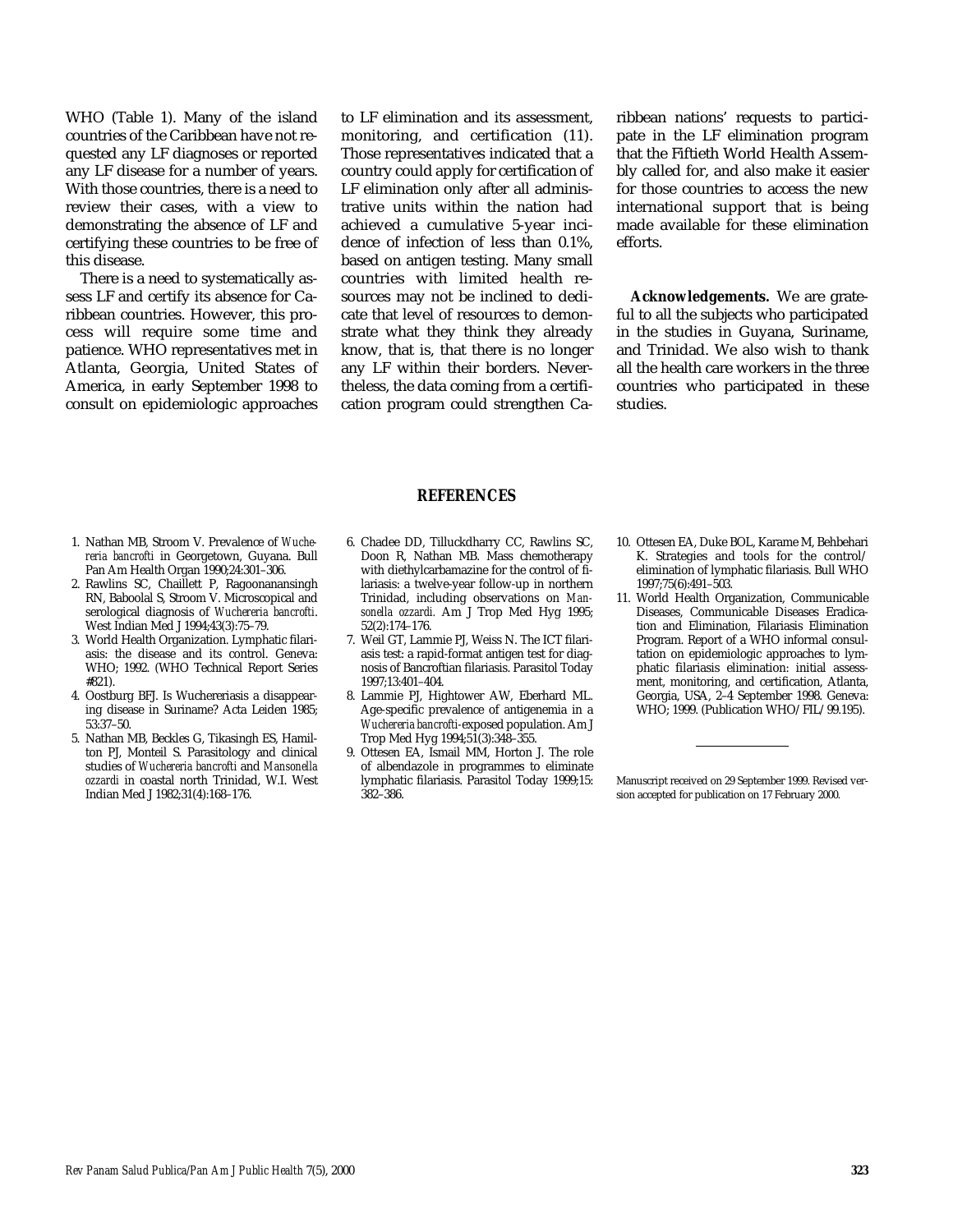WHO (Table 1). Many of the island countries of the Caribbean have not requested any LF diagnoses or reported any LF disease for a number of years. With those countries, there is a need to review their cases, with a view to demonstrating the absence of LF and certifying these countries to be free of this disease.

There is a need to systematically assess LF and certify its absence for Caribbean countries. However, this process will require some time and patience. WHO representatives met in Atlanta, Georgia, United States of America, in early September 1998 to consult on epidemiologic approaches to LF elimination and its assessment, monitoring, and certification (11). Those representatives indicated that a country could apply for certification of LF elimination only after all administrative units within the nation had achieved a cumulative 5-year incidence of infection of less than 0.1%, based on antigen testing. Many small countries with limited health resources may not be inclined to dedicate that level of resources to demonstrate what they think they already know, that is, that there is no longer any LF within their borders. Nevertheless, the data coming from a certification program could strengthen Caribbean nations' requests to participate in the LF elimination program that the Fiftieth World Health Assembly called for, and also make it easier for those countries to access the new international support that is being made available for these elimination efforts.

**Acknowledgements.** We are grateful to all the subjects who participated in the studies in Guyana, Suriname, and Trinidad. We also wish to thank all the health care workers in the three countries who participated in these studies.

## REFERENCES

1. Nathan MB, Stroom V. Prevalence of *Wuchereria bancrofti* in Georgetown, Guyana. Bull Pan Am Health Organ 1990;24:301–306.
2. Rawlins SC, Chaillett P, Ragoonanansingh RN, Baboolal S, Stroom V. Microscopical and serological diagnosis of *Wuchereria bancrofti*. West Indian Med J 1994;43(3):75–79.
3. World Health Organization. Lymphatic filariasis: the disease and its control. Geneva: WHO; 1992. (WHO Technical Report Series #821).
4. Oostburg BFJ. Is Wuchereriasis a disappearing disease in Suriname? Acta Leiden 1985; 53:37–50.
5. Nathan MB, Beckles G, Tikasingh ES, Hamilton PJ, Monteil S. Parasitology and clinical studies of *Wuchereria bancrofti* and *Mansonella ozzardi* in coastal north Trinidad, W.I. West Indian Med J 1982;31(4):168–176.
6. Chadee DD, Tilluckdharry CC, Rawlins SC, Doon R, Nathan MB. Mass chemotherapy with diethylcarbamazine for the control of filariasis: a twelve-year follow-up in northern Trinidad, including observations on *Mansonella ozzardi*. Am J Trop Med Hyg 1995; 52(2):174–176.
7. Weil GT, Lammie PJ, Weiss N. The ICT filariasis test: a rapid-format antigen test for diagnosis of Bancroftian filariasis. Parasitol Today 1997;13:401–404.
8. Lammie PJ, Hightower AW, Eberhard ML. Age-specific prevalence of antigenemia in a *Wuchereria bancrofti*-exposed population. Am J Trop Med Hyg 1994;51(3):348–355.
9. Ottesen EA, Ismail MM, Horton J. The role of albendazole in programmes to eliminate lymphatic filariasis. Parasitol Today 1999;15: 382–386.
10. Ottesen EA, Duke BOL, Karame M, Behbehari K. Strategies and tools for the control/elimination of lymphatic filariasis. Bull WHO 1997;75(6):491–503.
11. World Health Organization, Communicable Diseases, Communicable Diseases Eradication and Elimination, Filariasis Elimination Program. Report of a WHO informal consultation on epidemiologic approaches to lymphatic filariasis elimination: initial assessment, monitoring, and certification, Atlanta, Georgia, USA, 2–4 September 1998. Geneva: WHO; 1999. (Publication WHO/FIL/99.195).

Manuscript received on 29 September 1999. Revised version accepted for publication on 17 February 2000.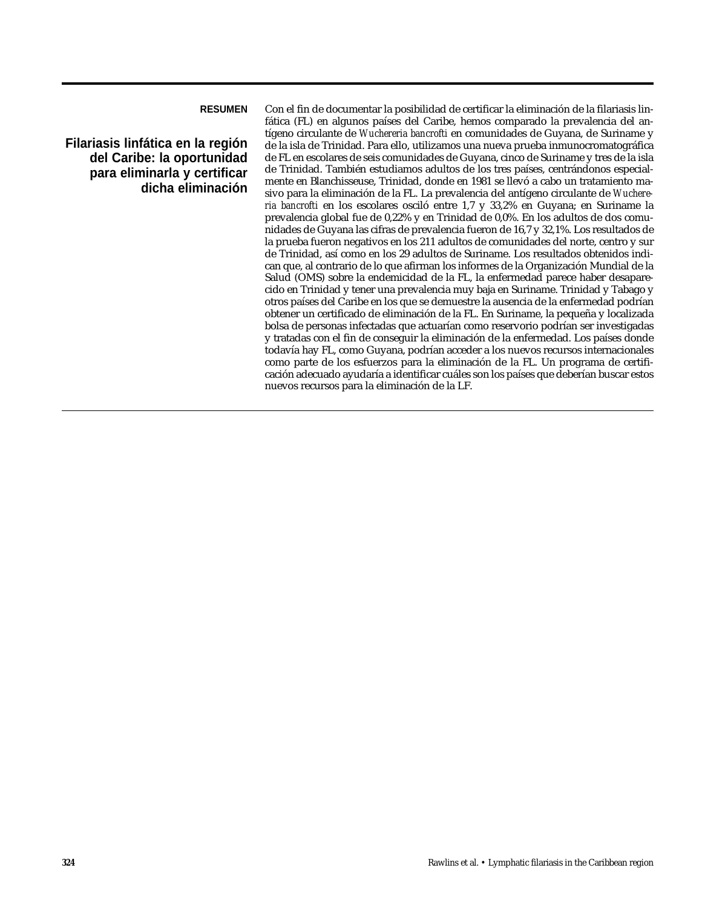**RESUMEN**

## Filariasis linfática en la región del Caribe: la oportunidad para eliminarla y certificar dicha eliminación

Con el fin de documentar la posibilidad de certificar la eliminación de la filariasis linfática (FL) en algunos países del Caribe, hemos comparado la prevalencia del antígeno circulante de *Wuchereria bancrofti* en comunidades de Guyana, de Suriname y de la isla de Trinidad. Para ello, utilizamos una nueva prueba inmunocromatográfica de FL en escolares de seis comunidades de Guyana, cinco de Suriname y tres de la isla de Trinidad. También estudiamos adultos de los tres países, centrándonos especialmente en Blanchisseuse, Trinidad, donde en 1981 se llevó a cabo un tratamiento masivo para la eliminación de la FL. La prevalencia del antígeno circulante de *Wuchereria bancrofti* en los escolares osciló entre 1,7 y 33,2% en Guyana; en Suriname la prevalencia global fue de 0,22% y en Trinidad de 0,0%. En los adultos de dos comunidades de Guyana las cifras de prevalencia fueron de 16,7 y 32,1%. Los resultados de la prueba fueron negativos en los 211 adultos de comunidades del norte, centro y sur de Trinidad, así como en los 29 adultos de Suriname. Los resultados obtenidos indican que, al contrario de lo que afirman los informes de la Organización Mundial de la Salud (OMS) sobre la endemicidad de la FL, la enfermedad parece haber desaparecido en Trinidad y tener una prevalencia muy baja en Suriname. Trinidad y Tabago y otros países del Caribe en los que se demuestre la ausencia de la enfermedad podrían obtener un certificado de eliminación de la FL. En Suriname, la pequeña y localizada bolsa de personas infectadas que actuarían como reservorio podrían ser investigadas y tratadas con el fin de conseguir la eliminación de la enfermedad. Los países donde todavía hay FL, como Guyana, podrían acceder a los nuevos recursos internacionales como parte de los esfuerzos para la eliminación de la FL. Un programa de certificación adecuado ayudaría a identificar cuáles son los países que deberían buscar estos nuevos recursos para la eliminación de la LF.